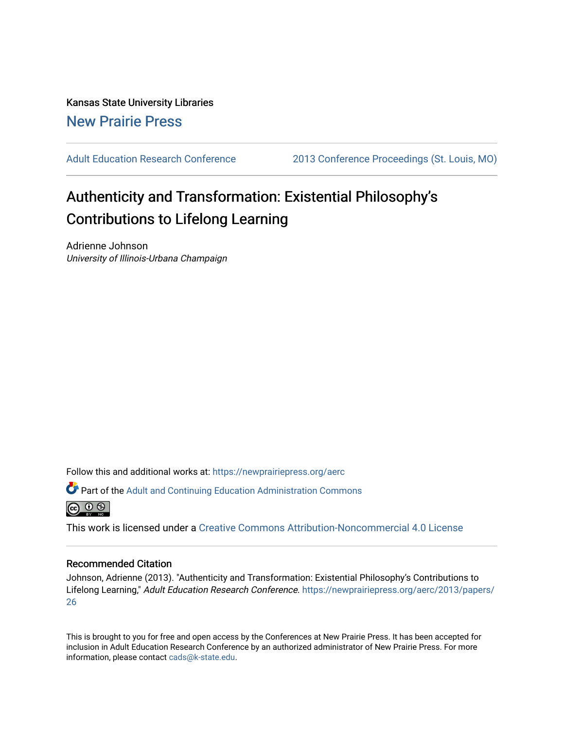Kansas State University Libraries

New Prairie Press

Adult Education Research Conference | 2013 Conference Proceedings (St. Louis, MO)

# Authenticity and Transformation: Existential Philosophy's Contributions to Lifelong Learning

Adrienne Johnson

*University of Illinois-Urbana Champaign*

Follow this and additional works at: https://newprairiepress.org/aerc

Part of the Adult and Continuing Education Administration Commons

This work is licensed under a Creative Commons Attribution-Noncommercial 4.0 License

## Recommended Citation

Johnson, Adrienne (2013). "Authenticity and Transformation: Existential Philosophy's Contributions to Lifelong Learning," *Adult Education Research Conference*. https://newprairiepress.org/aerc/2013/papers/26

This is brought to you for free and open access by the Conferences at New Prairie Press. It has been accepted for inclusion in Adult Education Research Conference by an authorized administrator of New Prairie Press. For more information, please contact cads@k-state.edu.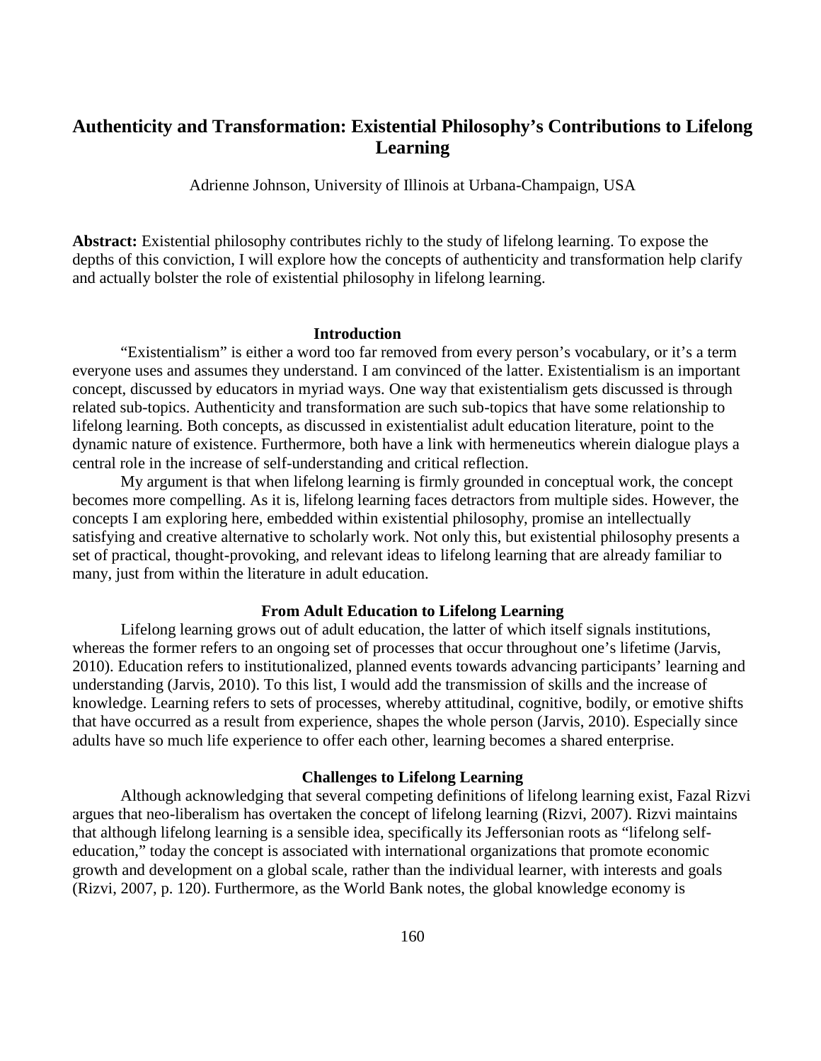# Authenticity and Transformation: Existential Philosophy's Contributions to Lifelong Learning

Adrienne Johnson, University of Illinois at Urbana-Champaign, USA

**Abstract:** Existential philosophy contributes richly to the study of lifelong learning. To expose the depths of this conviction, I will explore how the concepts of authenticity and transformation help clarify and actually bolster the role of existential philosophy in lifelong learning.

## Introduction

"Existentialism" is either a word too far removed from every person's vocabulary, or it's a term everyone uses and assumes they understand. I am convinced of the latter. Existentialism is an important concept, discussed by educators in myriad ways. One way that existentialism gets discussed is through related sub-topics. Authenticity and transformation are such sub-topics that have some relationship to lifelong learning. Both concepts, as discussed in existentialist adult education literature, point to the dynamic nature of existence. Furthermore, both have a link with hermeneutics wherein dialogue plays a central role in the increase of self-understanding and critical reflection.

My argument is that when lifelong learning is firmly grounded in conceptual work, the concept becomes more compelling. As it is, lifelong learning faces detractors from multiple sides. However, the concepts I am exploring here, embedded within existential philosophy, promise an intellectually satisfying and creative alternative to scholarly work. Not only this, but existential philosophy presents a set of practical, thought-provoking, and relevant ideas to lifelong learning that are already familiar to many, just from within the literature in adult education.

## From Adult Education to Lifelong Learning

Lifelong learning grows out of adult education, the latter of which itself signals institutions, whereas the former refers to an ongoing set of processes that occur throughout one's lifetime (Jarvis, 2010). Education refers to institutionalized, planned events towards advancing participants' learning and understanding (Jarvis, 2010). To this list, I would add the transmission of skills and the increase of knowledge. Learning refers to sets of processes, whereby attitudinal, cognitive, bodily, or emotive shifts that have occurred as a result from experience, shapes the whole person (Jarvis, 2010). Especially since adults have so much life experience to offer each other, learning becomes a shared enterprise.

## Challenges to Lifelong Learning

Although acknowledging that several competing definitions of lifelong learning exist, Fazal Rizvi argues that neo-liberalism has overtaken the concept of lifelong learning (Rizvi, 2007). Rizvi maintains that although lifelong learning is a sensible idea, specifically its Jeffersonian roots as "lifelong self-education," today the concept is associated with international organizations that promote economic growth and development on a global scale, rather than the individual learner, with interests and goals (Rizvi, 2007, p. 120). Furthermore, as the World Bank notes, the global knowledge economy is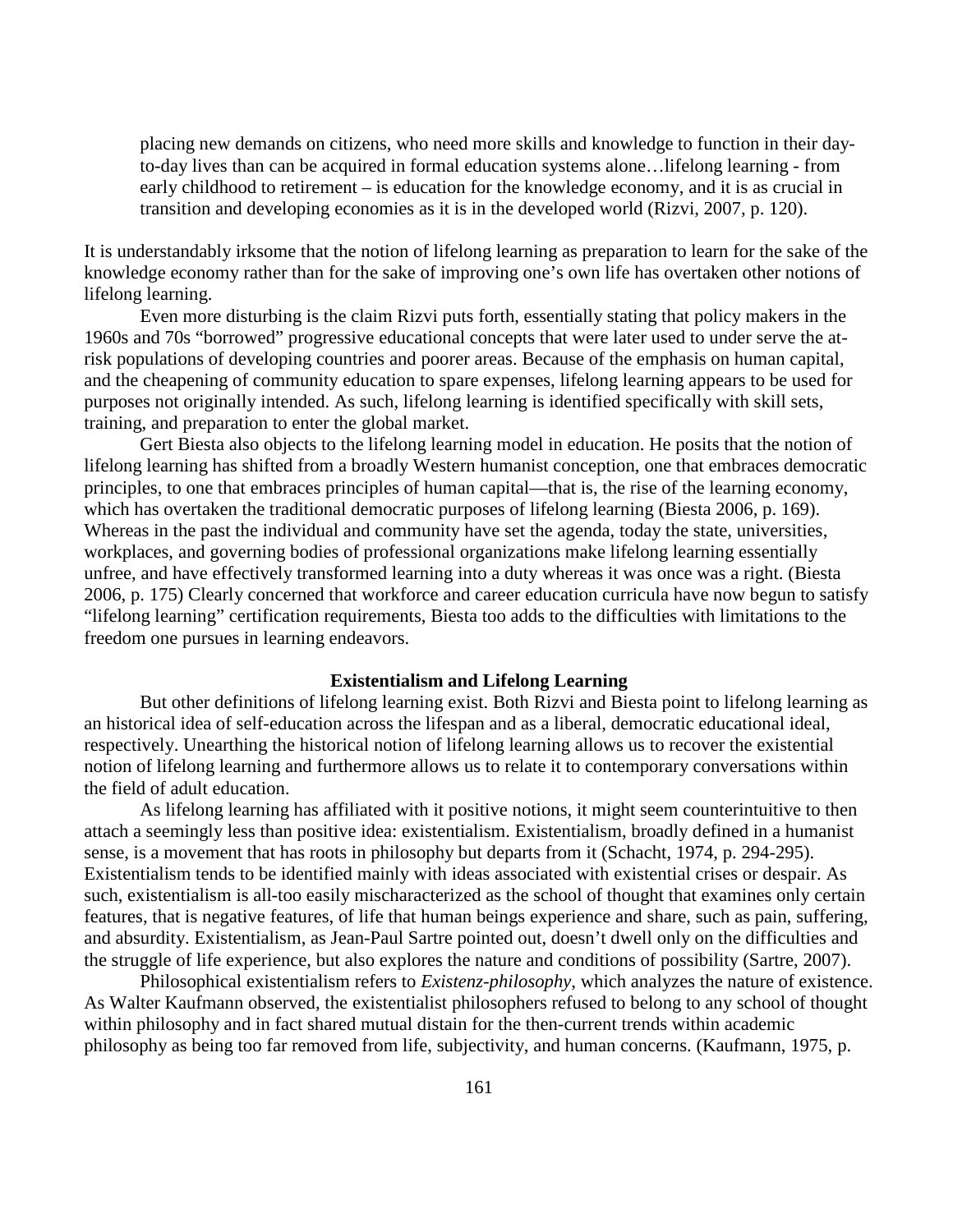> placing new demands on citizens, who need more skills and knowledge to function in their day-to-day lives than can be acquired in formal education systems alone…lifelong learning - from early childhood to retirement – is education for the knowledge economy, and it is as crucial in transition and developing economies as it is in the developed world (Rizvi, 2007, p. 120).

It is understandably irksome that the notion of lifelong learning as preparation to learn for the sake of the knowledge economy rather than for the sake of improving one's own life has overtaken other notions of lifelong learning.

Even more disturbing is the claim Rizvi puts forth, essentially stating that policy makers in the 1960s and 70s "borrowed" progressive educational concepts that were later used to under serve the at-risk populations of developing countries and poorer areas. Because of the emphasis on human capital, and the cheapening of community education to spare expenses, lifelong learning appears to be used for purposes not originally intended. As such, lifelong learning is identified specifically with skill sets, training, and preparation to enter the global market.

Gert Biesta also objects to the lifelong learning model in education. He posits that the notion of lifelong learning has shifted from a broadly Western humanist conception, one that embraces democratic principles, to one that embraces principles of human capital—that is, the rise of the learning economy, which has overtaken the traditional democratic purposes of lifelong learning (Biesta 2006, p. 169). Whereas in the past the individual and community have set the agenda, today the state, universities, workplaces, and governing bodies of professional organizations make lifelong learning essentially unfree, and have effectively transformed learning into a duty whereas it once was a right. (Biesta 2006, p. 175) Clearly concerned that workforce and career education curricula have now begun to satisfy "lifelong learning" certification requirements, Biesta too adds to the difficulties with limitations to the freedom one pursues in learning endeavors.

## Existentialism and Lifelong Learning

But other definitions of lifelong learning exist. Both Rizvi and Biesta point to lifelong learning as an historical idea of self-education across the lifespan and as a liberal, democratic educational ideal, respectively. Unearthing the historical notion of lifelong learning allows us to recover the existential notion of lifelong learning and furthermore allows us to relate it to contemporary conversations within the field of adult education.

As lifelong learning has affiliated with it positive notions, it might seem counterintuitive to then attach a seemingly less than positive idea: existentialism. Existentialism, broadly defined in a humanist sense, is a movement that has roots in philosophy but departs from it (Schacht, 1974, p. 294-295). Existentialism tends to be identified mainly with ideas associated with existential crises or despair. As such, existentialism is all-too easily mischaracterized as the school of thought that examines only certain features, that is negative features, of life that human beings experience and share, such as pain, suffering, and absurdity. Existentialism, as Jean-Paul Sartre pointed out, doesn't dwell only on the difficulties and the struggle of life experience, but also explores the nature and conditions of possibility (Sartre, 2007).

Philosophical existentialism refers to *Existenz-philosophy*, which analyzes the nature of existence. As Walter Kaufmann observed, the existentialist philosophers refused to belong to any school of thought within philosophy and in fact shared mutual distain for the then-current trends within academic philosophy as being too far removed from life, subjectivity, and human concerns. (Kaufmann, 1975, p.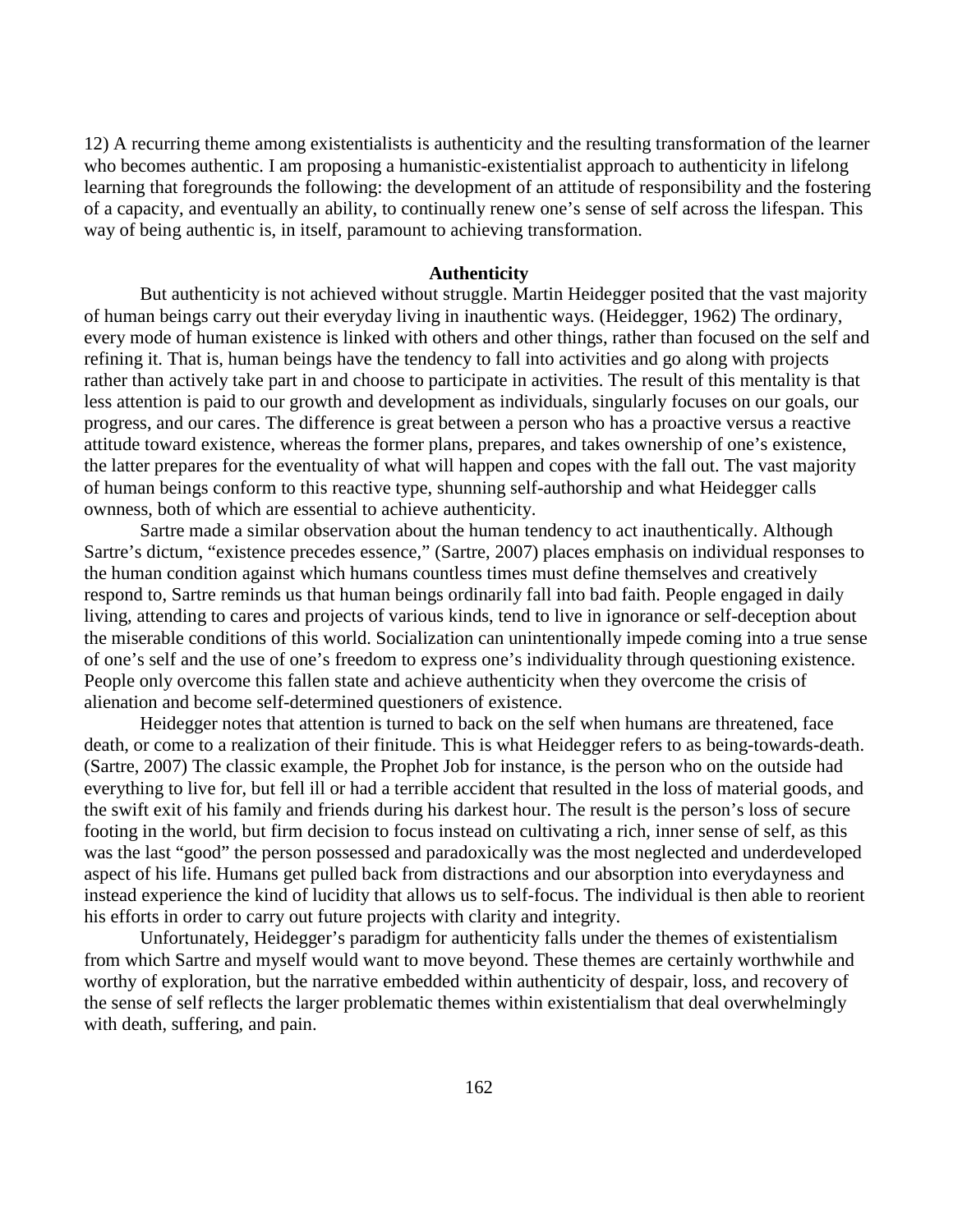12) A recurring theme among existentialists is authenticity and the resulting transformation of the learner who becomes authentic. I am proposing a humanistic-existentialist approach to authenticity in lifelong learning that foregrounds the following: the development of an attitude of responsibility and the fostering of a capacity, and eventually an ability, to continually renew one's sense of self across the lifespan. This way of being authentic is, in itself, paramount to achieving transformation.

**Authenticity**

But authenticity is not achieved without struggle. Martin Heidegger posited that the vast majority of human beings carry out their everyday living in inauthentic ways. (Heidegger, 1962) The ordinary, every mode of human existence is linked with others and other things, rather than focused on the self and refining it. That is, human beings have the tendency to fall into activities and go along with projects rather than actively take part in and choose to participate in activities. The result of this mentality is that less attention is paid to our growth and development as individuals, singularly focuses on our goals, our progress, and our cares. The difference is great between a person who has a proactive versus a reactive attitude toward existence, whereas the former plans, prepares, and takes ownership of one's existence, the latter prepares for the eventuality of what will happen and copes with the fall out. The vast majority of human beings conform to this reactive type, shunning self-authorship and what Heidegger calls ownness, both of which are essential to achieve authenticity.

Sartre made a similar observation about the human tendency to act inauthentically. Although Sartre's dictum, "existence precedes essence," (Sartre, 2007) places emphasis on individual responses to the human condition against which humans countless times must define themselves and creatively respond to, Sartre reminds us that human beings ordinarily fall into bad faith. People engaged in daily living, attending to cares and projects of various kinds, tend to live in ignorance or self-deception about the miserable conditions of this world. Socialization can unintentionally impede coming into a true sense of one's self and the use of one's freedom to express one's individuality through questioning existence. People only overcome this fallen state and achieve authenticity when they overcome the crisis of alienation and become self-determined questioners of existence.

Heidegger notes that attention is turned to back on the self when humans are threatened, face death, or come to a realization of their finitude. This is what Heidegger refers to as being-towards-death. (Sartre, 2007) The classic example, the Prophet Job for instance, is the person who on the outside had everything to live for, but fell ill or had a terrible accident that resulted in the loss of material goods, and the swift exit of his family and friends during his darkest hour. The result is the person's loss of secure footing in the world, but firm decision to focus instead on cultivating a rich, inner sense of self, as this was the last "good" the person possessed and paradoxically was the most neglected and underdeveloped aspect of his life. Humans get pulled back from distractions and our absorption into everydayness and instead experience the kind of lucidity that allows us to self-focus. The individual is then able to reorient his efforts in order to carry out future projects with clarity and integrity.

Unfortunately, Heidegger's paradigm for authenticity falls under the themes of existentialism from which Sartre and myself would want to move beyond. These themes are certainly worthwhile and worthy of exploration, but the narrative embedded within authenticity of despair, loss, and recovery of the sense of self reflects the larger problematic themes within existentialism that deal overwhelmingly with death, suffering, and pain.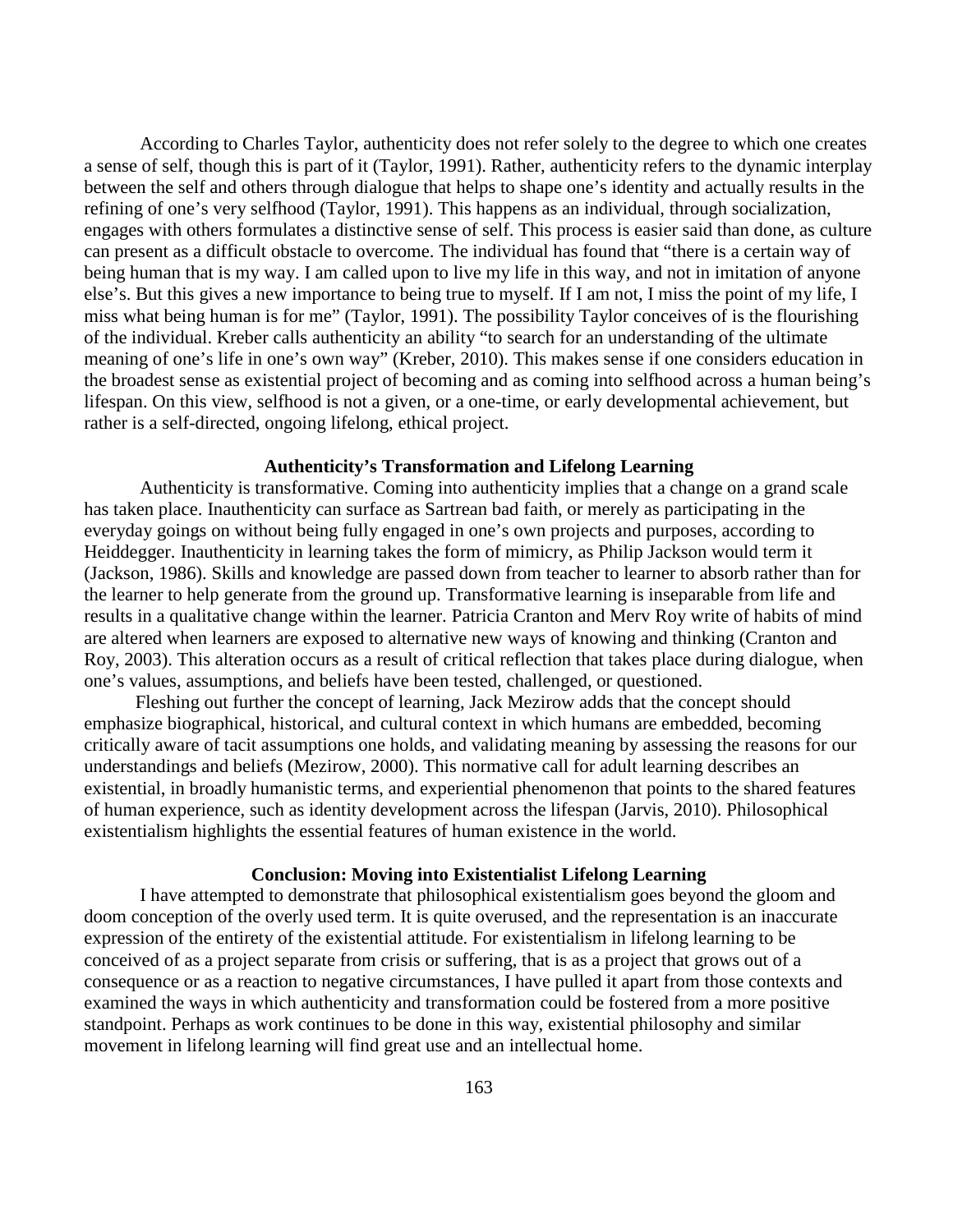According to Charles Taylor, authenticity does not refer solely to the degree to which one creates a sense of self, though this is part of it (Taylor, 1991). Rather, authenticity refers to the dynamic interplay between the self and others through dialogue that helps to shape one's identity and actually results in the refining of one's very selfhood (Taylor, 1991). This happens as an individual, through socialization, engages with others formulates a distinctive sense of self. This process is easier said than done, as culture can present as a difficult obstacle to overcome. The individual has found that "there is a certain way of being human that is my way. I am called upon to live my life in this way, and not in imitation of anyone else's. But this gives a new importance to being true to myself. If I am not, I miss the point of my life, I miss what being human is for me" (Taylor, 1991). The possibility Taylor conceives of is the flourishing of the individual. Kreber calls authenticity an ability "to search for an understanding of the ultimate meaning of one's life in one's own way" (Kreber, 2010). This makes sense if one considers education in the broadest sense as existential project of becoming and as coming into selfhood across a human being's lifespan. On this view, selfhood is not a given, or a one-time, or early developmental achievement, but rather is a self-directed, ongoing lifelong, ethical project.

## Authenticity's Transformation and Lifelong Learning

Authenticity is transformative. Coming into authenticity implies that a change on a grand scale has taken place. Inauthenticity can surface as Sartrean bad faith, or merely as participating in the everyday goings on without being fully engaged in one's own projects and purposes, according to Heiddegger. Inauthenticity in learning takes the form of mimicry, as Philip Jackson would term it (Jackson, 1986). Skills and knowledge are passed down from teacher to learner to absorb rather than for the learner to help generate from the ground up. Transformative learning is inseparable from life and results in a qualitative change within the learner. Patricia Cranton and Merv Roy write of habits of mind are altered when learners are exposed to alternative new ways of knowing and thinking (Cranton and Roy, 2003). This alteration occurs as a result of critical reflection that takes place during dialogue, when one's values, assumptions, and beliefs have been tested, challenged, or questioned.

Fleshing out further the concept of learning, Jack Mezirow adds that the concept should emphasize biographical, historical, and cultural context in which humans are embedded, becoming critically aware of tacit assumptions one holds, and validating meaning by assessing the reasons for our understandings and beliefs (Mezirow, 2000). This normative call for adult learning describes an existential, in broadly humanistic terms, and experiential phenomenon that points to the shared features of human experience, such as identity development across the lifespan (Jarvis, 2010). Philosophical existentialism highlights the essential features of human existence in the world.

## Conclusion: Moving into Existentialist Lifelong Learning

I have attempted to demonstrate that philosophical existentialism goes beyond the gloom and doom conception of the overly used term. It is quite overused, and the representation is an inaccurate expression of the entirety of the existential attitude. For existentialism in lifelong learning to be conceived of as a project separate from crisis or suffering, that is as a project that grows out of a consequence or as a reaction to negative circumstances, I have pulled it apart from those contexts and examined the ways in which authenticity and transformation could be fostered from a more positive standpoint. Perhaps as work continues to be done in this way, existential philosophy and similar movement in lifelong learning will find great use and an intellectual home.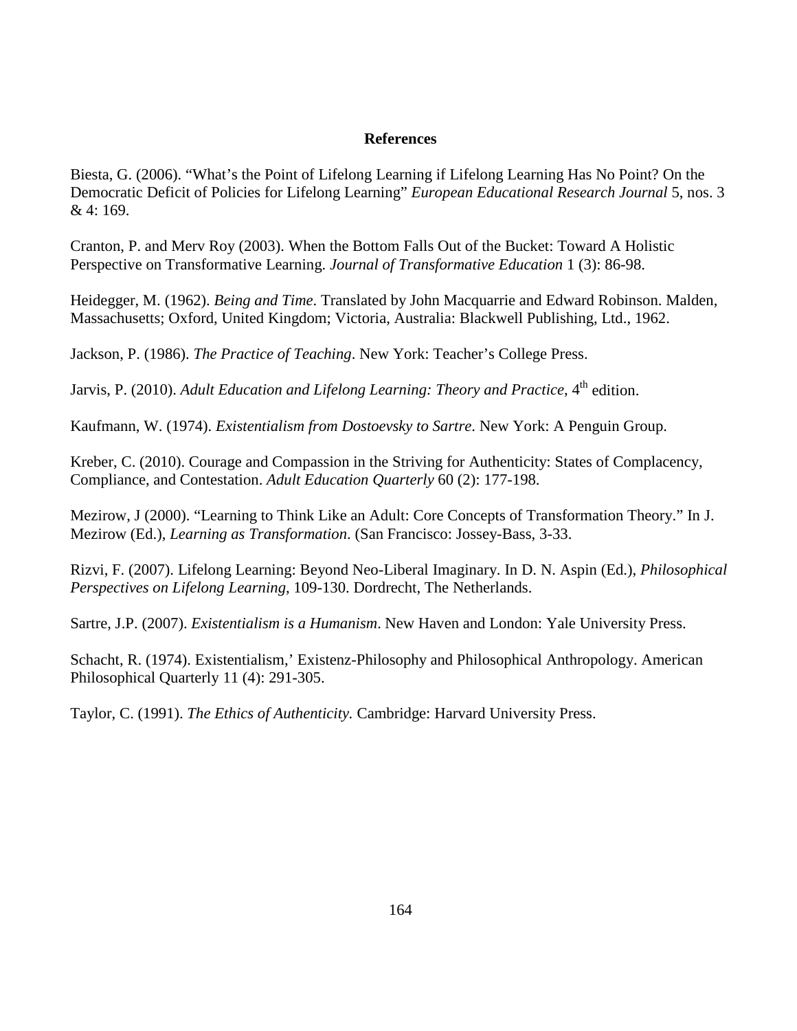## References

Biesta, G. (2006). "What's the Point of Lifelong Learning if Lifelong Learning Has No Point? On the Democratic Deficit of Policies for Lifelong Learning" *European Educational Research Journal* 5, nos. 3 & 4: 169.

Cranton, P. and Merv Roy (2003). When the Bottom Falls Out of the Bucket: Toward A Holistic Perspective on Transformative Learning. *Journal of Transformative Education* 1 (3): 86-98.

Heidegger, M. (1962). *Being and Time*. Translated by John Macquarrie and Edward Robinson. Malden, Massachusetts; Oxford, United Kingdom; Victoria, Australia: Blackwell Publishing, Ltd., 1962.

Jackson, P. (1986). *The Practice of Teaching*. New York: Teacher's College Press.

Jarvis, P. (2010). *Adult Education and Lifelong Learning: Theory and Practice*, 4th edition.

Kaufmann, W. (1974). *Existentialism from Dostoevsky to Sartre*. New York: A Penguin Group.

Kreber, C. (2010). Courage and Compassion in the Striving for Authenticity: States of Complacency, Compliance, and Contestation. *Adult Education Quarterly* 60 (2): 177-198.

Mezirow, J (2000). "Learning to Think Like an Adult: Core Concepts of Transformation Theory." In J. Mezirow (Ed.), *Learning as Transformation*. (San Francisco: Jossey-Bass, 3-33.

Rizvi, F. (2007). Lifelong Learning: Beyond Neo-Liberal Imaginary. In D. N. Aspin (Ed.), *Philosophical Perspectives on Lifelong Learning*, 109-130. Dordrecht, The Netherlands.

Sartre, J.P. (2007). *Existentialism is a Humanism*. New Haven and London: Yale University Press.

Schacht, R. (1974). Existentialism,' Existenz-Philosophy and Philosophical Anthropology. American Philosophical Quarterly 11 (4): 291-305.

Taylor, C. (1991). *The Ethics of Authenticity.* Cambridge: Harvard University Press.